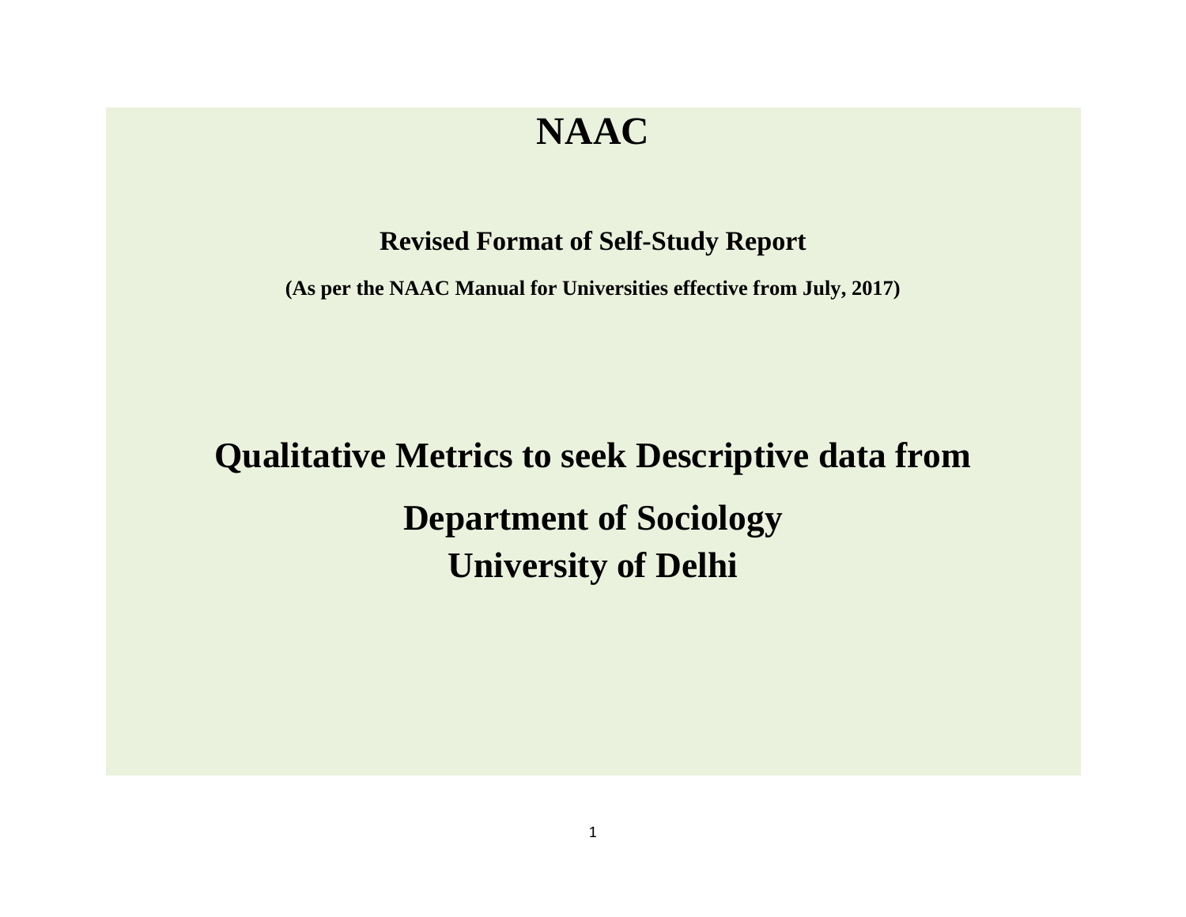# NAAC

**Revised Format of Self-Study Report**

**(As per the NAAC Manual for Universities effective from July, 2017)**

# Qualitative Metrics to seek Descriptive data from

# Department of Sociology
# University of Delhi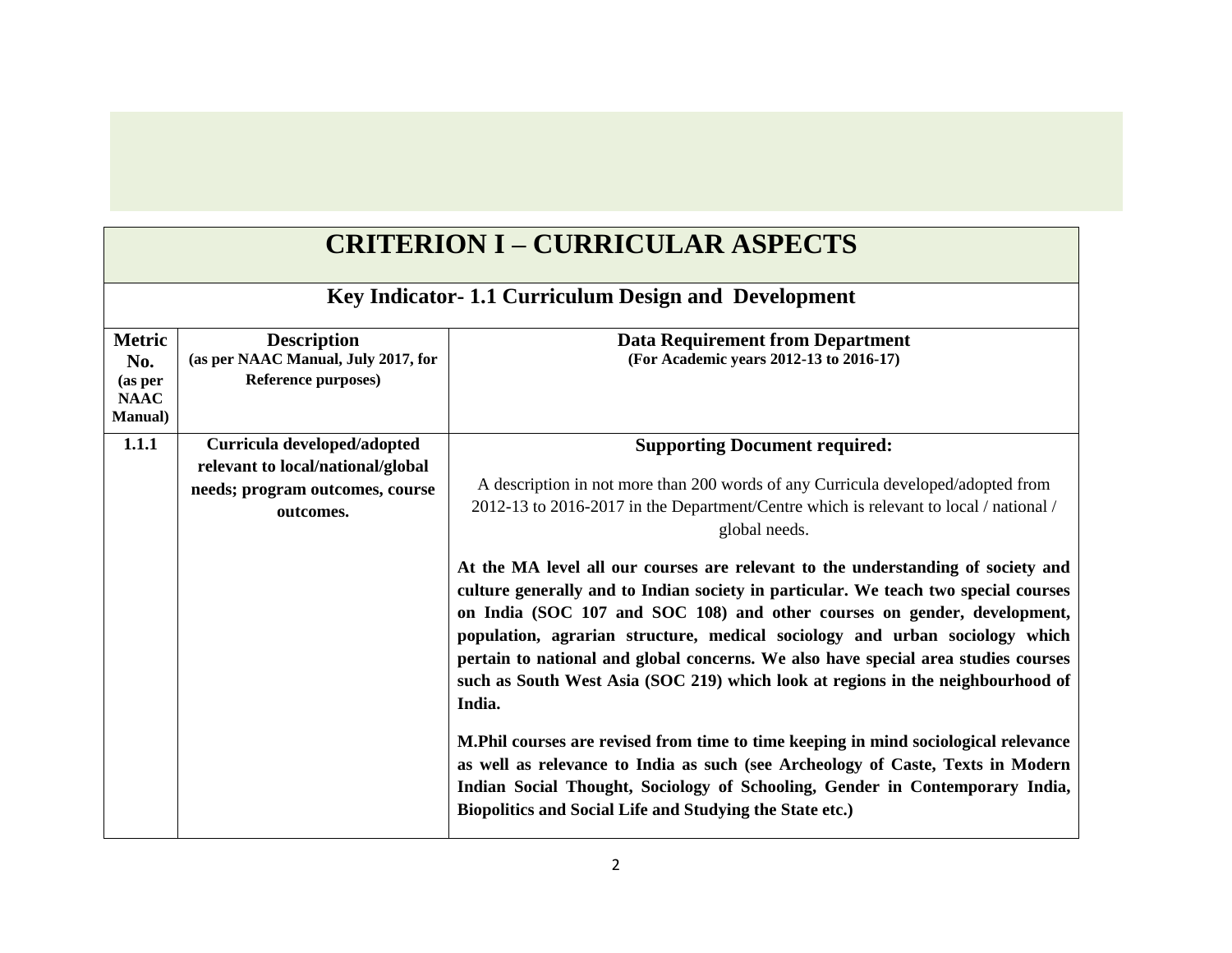# CRITERION I – CURRICULAR ASPECTS

## Key Indicator- 1.1 Curriculum Design and Development

| **Metric No.** (as per NAAC Manual) | **Description** (as per NAAC Manual, July 2017, for Reference purposes) | **Data Requirement from Department** (For Academic years 2012-13 to 2016-17) |
|---|---|---|
| **1.1.1** | **Curricula developed/adopted relevant to local/national/global needs; program outcomes, course outcomes.** | **Supporting Document required:**<br><br>A description in not more than 200 words of any Curricula developed/adopted from 2012-13 to 2016-2017 in the Department/Centre which is relevant to local / national / global needs.<br><br>**At the MA level all our courses are relevant to the understanding of society and culture generally and to Indian society in particular. We teach two special courses on India (SOC 107 and SOC 108) and other courses on gender, development, population, agrarian structure, medical sociology and urban sociology which pertain to national and global concerns. We also have special area studies courses such as South West Asia (SOC 219) which look at regions in the neighbourhood of India.**<br><br>**M.Phil courses are revised from time to time keeping in mind sociological relevance as well as relevance to India as such (see Archeology of Caste, Texts in Modern Indian Social Thought, Sociology of Schooling, Gender in Contemporary India, Biopolitics and Social Life and Studying the State etc.)** |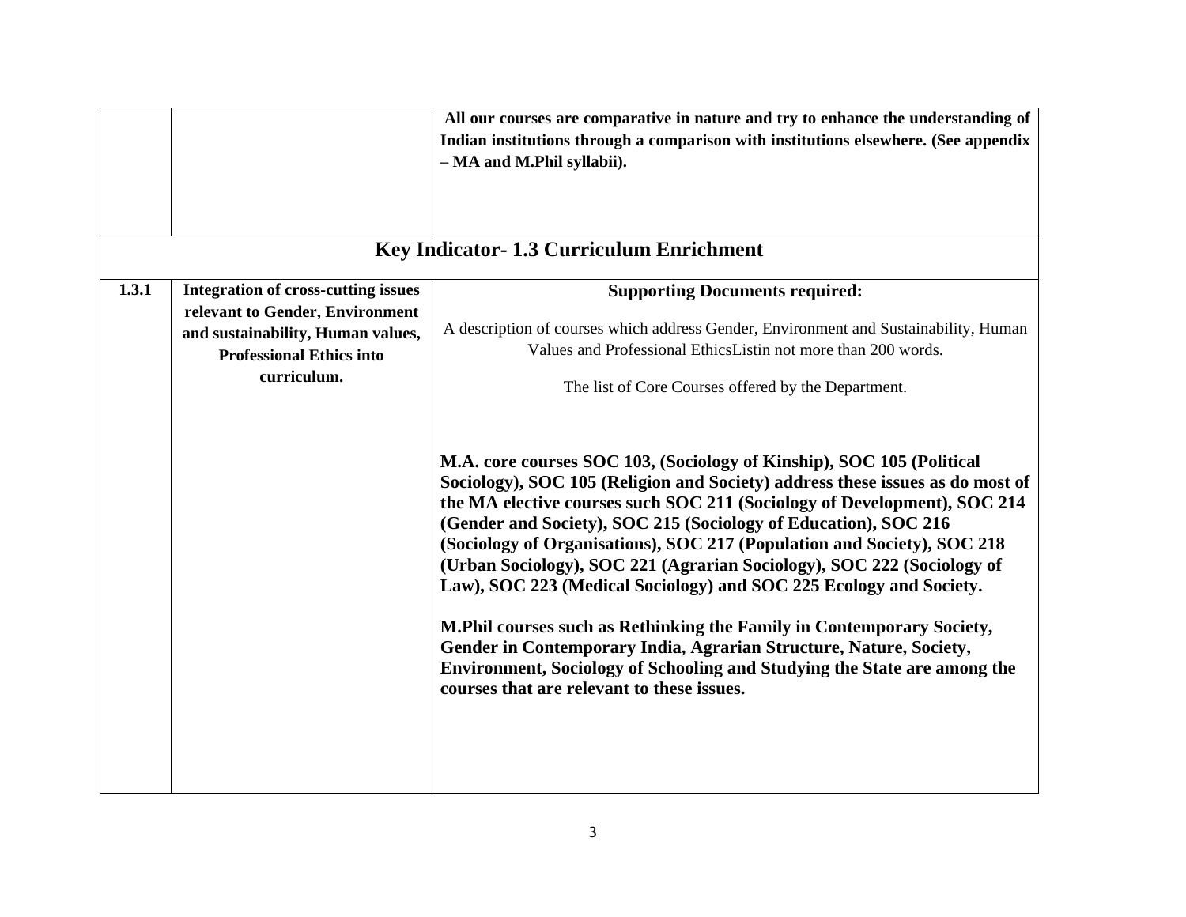| | | |
|---|---|---|
| | | **All our courses are comparative in nature and try to enhance the understanding of Indian institutions through a comparison with institutions elsewhere. (See appendix – MA and M.Phil syllabii).** |
| **Key Indicator- 1.3 Curriculum Enrichment** | | |
| **1.3.1** | **Integration of cross-cutting issues relevant to Gender, Environment and sustainability, Human values, Professional Ethics into curriculum.** | **Supporting Documents required:**<br><br>A description of courses which address Gender, Environment and Sustainability, Human Values and Professional EthicsListin not more than 200 words.<br><br>The list of Core Courses offered by the Department.<br><br>**M.A. core courses SOC 103, (Sociology of Kinship), SOC 105 (Political Sociology), SOC 105 (Religion and Society) address these issues as do most of the MA elective courses such SOC 211 (Sociology of Development), SOC 214 (Gender and Society), SOC 215 (Sociology of Education), SOC 216 (Sociology of Organisations), SOC 217 (Population and Society), SOC 218 (Urban Sociology), SOC 221 (Agrarian Sociology), SOC 222 (Sociology of Law), SOC 223 (Medical Sociology) and SOC 225 Ecology and Society.**<br><br>**M.Phil courses such as Rethinking the Family in Contemporary Society, Gender in Contemporary India, Agrarian Structure, Nature, Society, Environment, Sociology of Schooling and Studying the State are among the courses that are relevant to these issues.** |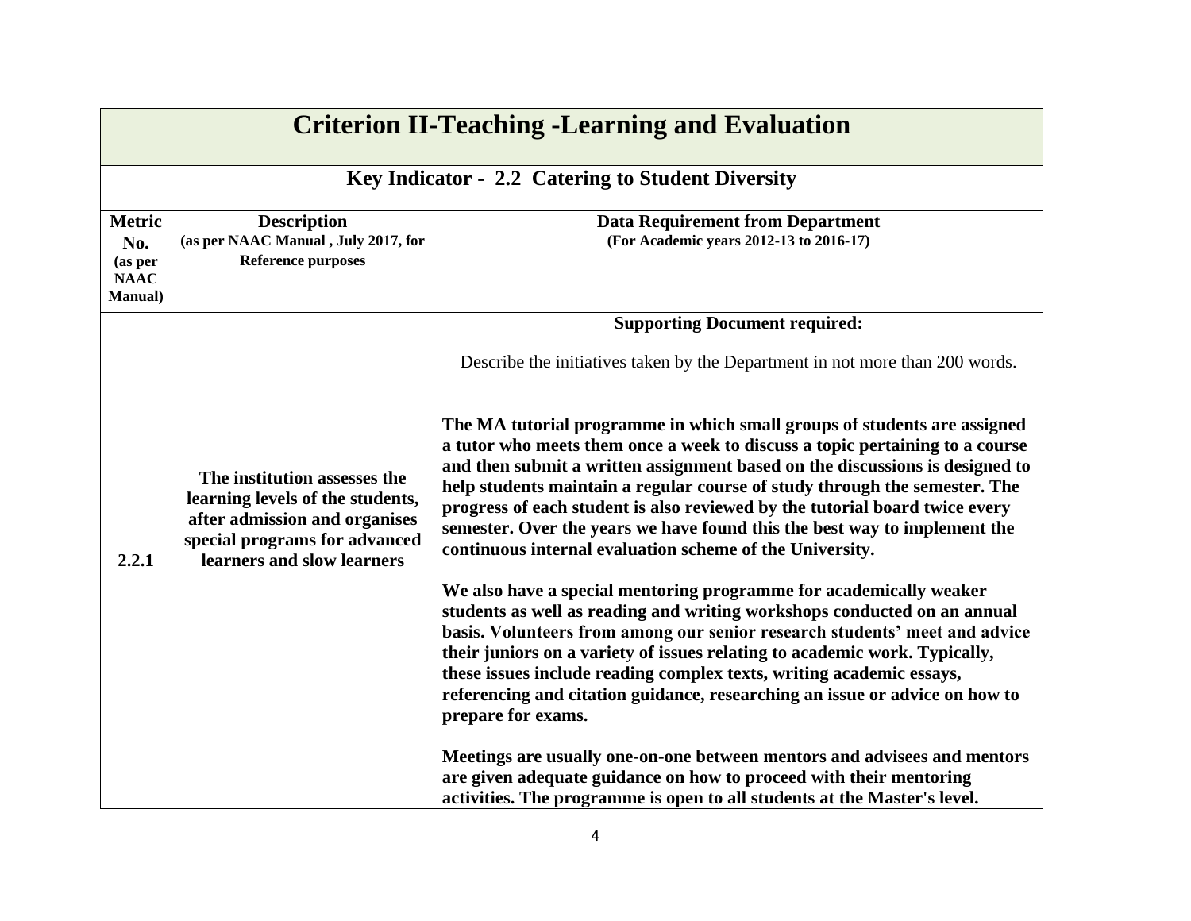# Criterion II-Teaching -Learning and Evaluation

## Key Indicator - 2.2 Catering to Student Diversity

| Metric No. (as per NAAC Manual) | Description (as per NAAC Manual , July 2017, for Reference purposes | Data Requirement from Department (For Academic years 2012-13 to 2016-17) |
|---|---|---|
| 2.2.1 | **The institution assesses the learning levels of the students, after admission and organises special programs for advanced learners and slow learners** | **Supporting Document required:**<br><br>Describe the initiatives taken by the Department in not more than 200 words.<br><br>**The MA tutorial programme in which small groups of students are assigned a tutor who meets them once a week to discuss a topic pertaining to a course and then submit a written assignment based on the discussions is designed to help students maintain a regular course of study through the semester. The progress of each student is also reviewed by the tutorial board twice every semester. Over the years we have found this the best way to implement the continuous internal evaluation scheme of the University.**<br><br>**We also have a special mentoring programme for academically weaker students as well as reading and writing workshops conducted on an annual basis. Volunteers from among our senior research students' meet and advice their juniors on a variety of issues relating to academic work. Typically, these issues include reading complex texts, writing academic essays, referencing and citation guidance, researching an issue or advice on how to prepare for exams.**<br><br>**Meetings are usually one-on-one between mentors and advisees and mentors are given adequate guidance on how to proceed with their mentoring activities. The programme is open to all students at the Master's level.** |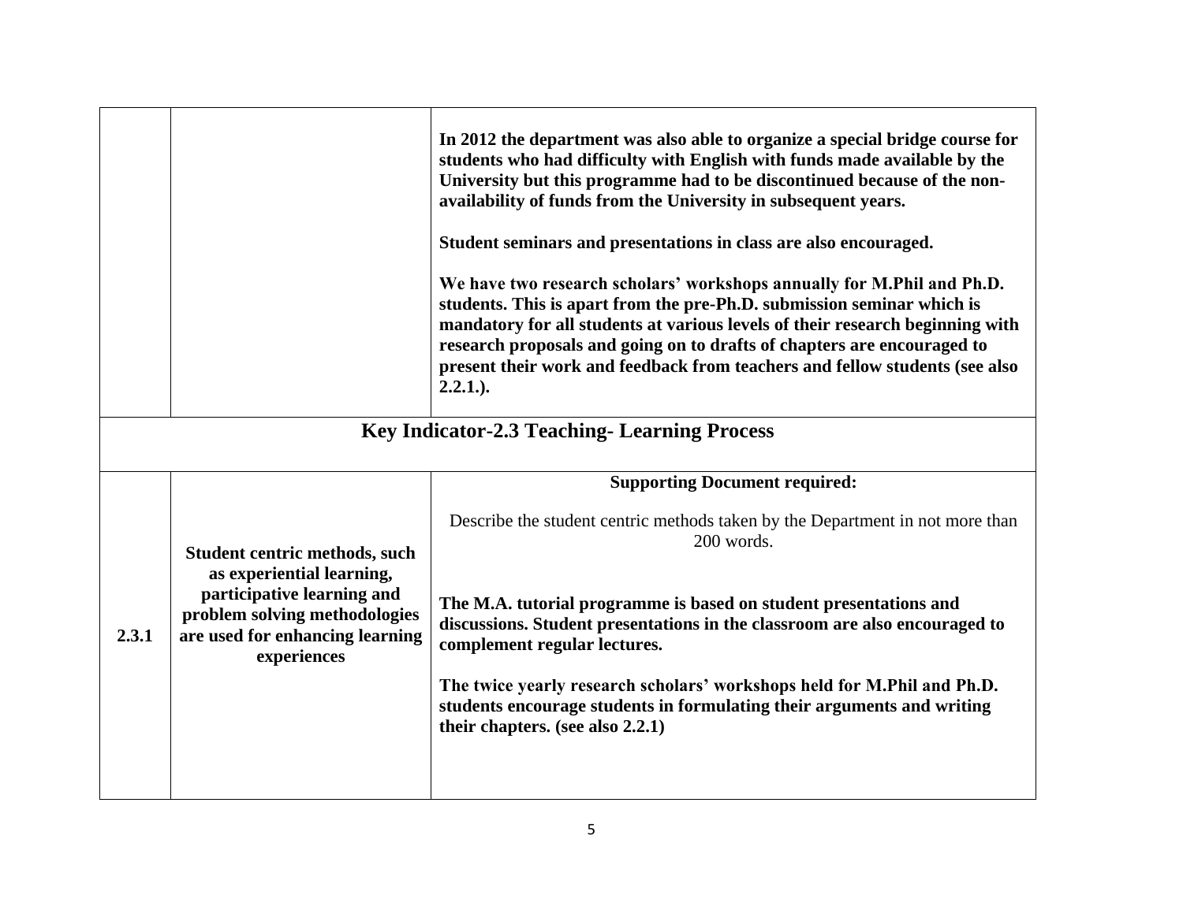| | | |
|---|---|---|
| | | **In 2012 the department was also able to organize a special bridge course for students who had difficulty with English with funds made available by the University but this programme had to be discontinued because of the non-availability of funds from the University in subsequent years.**<br><br>**Student seminars and presentations in class are also encouraged.**<br><br>**We have two research scholars' workshops annually for M.Phil and Ph.D. students. This is apart from the pre-Ph.D. submission seminar which is mandatory for all students at various levels of their research beginning with research proposals and going on to drafts of chapters are encouraged to present their work and feedback from teachers and fellow students (see also 2.2.1.).** |
| **Key Indicator-2.3 Teaching- Learning Process** | | |
| **2.3.1** | **Student centric methods, such as experiential learning, participative learning and problem solving methodologies are used for enhancing learning experiences** | **Supporting Document required:**<br><br>Describe the student centric methods taken by the Department in not more than 200 words.<br><br>**The M.A. tutorial programme is based on student presentations and discussions. Student presentations in the classroom are also encouraged to complement regular lectures.**<br><br>**The twice yearly research scholars' workshops held for M.Phil and Ph.D. students encourage students in formulating their arguments and writing their chapters. (see also 2.2.1)** |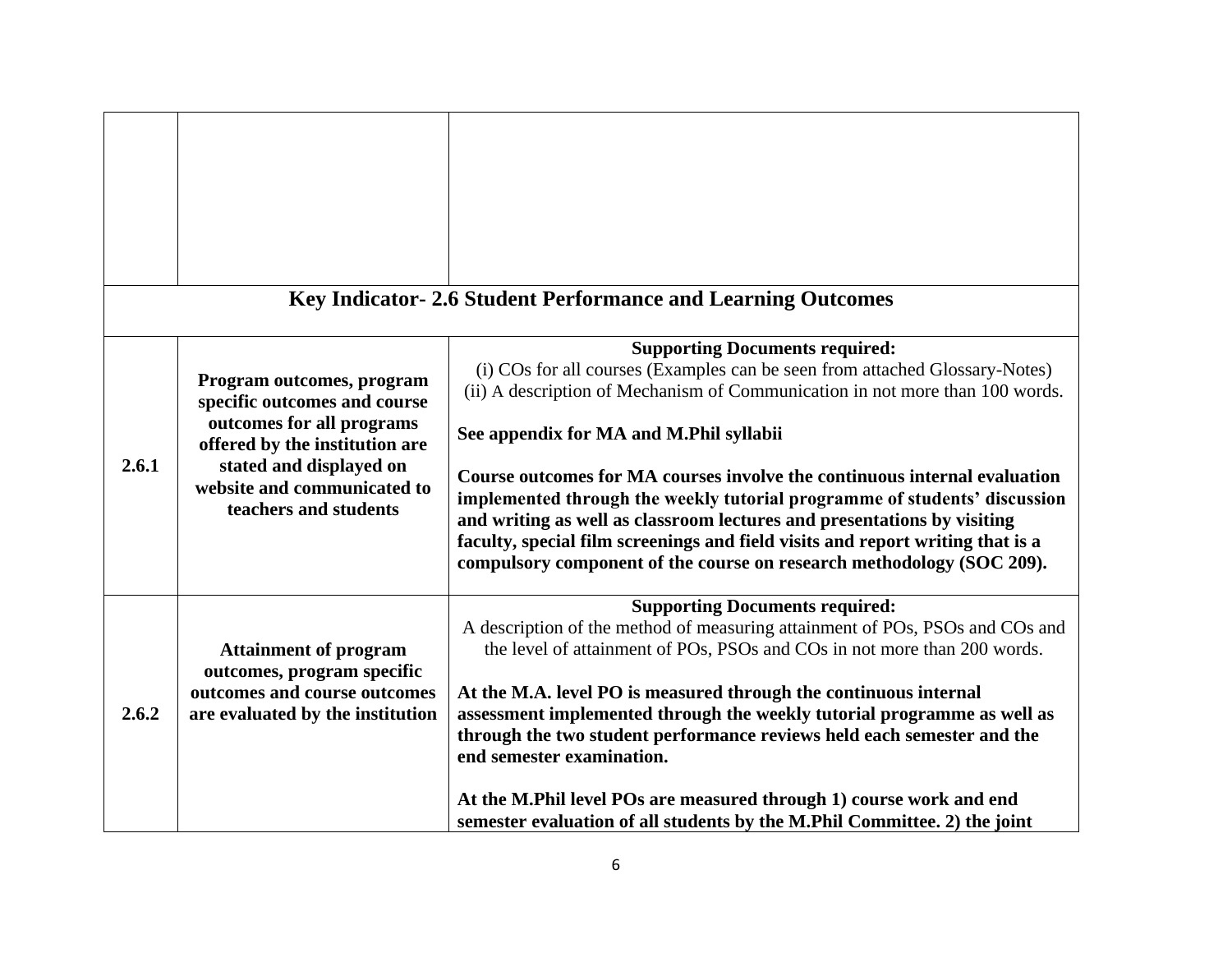| | | |
|---|---|---|
| | | |
| **Key Indicator- 2.6 Student Performance and Learning Outcomes** | | |
| **2.6.1** | **Program outcomes, program specific outcomes and course outcomes for all programs offered by the institution are stated and displayed on website and communicated to teachers and students** | **Supporting Documents required:**<br>(i) COs for all courses (Examples can be seen from attached Glossary-Notes)<br>(ii) A description of Mechanism of Communication in not more than 100 words.<br><br>**See appendix for MA and M.Phil syllabii**<br><br>**Course outcomes for MA courses involve the continuous internal evaluation implemented through the weekly tutorial programme of students' discussion and writing as well as classroom lectures and presentations by visiting faculty, special film screenings and field visits and report writing that is a compulsory component of the course on research methodology (SOC 209).** |
| **2.6.2** | **Attainment of program outcomes, program specific outcomes and course outcomes are evaluated by the institution** | **Supporting Documents required:**<br>A description of the method of measuring attainment of POs, PSOs and COs and the level of attainment of POs, PSOs and COs in not more than 200 words.<br><br>**At the M.A. level PO is measured through the continuous internal assessment implemented through the weekly tutorial programme as well as through the two student performance reviews held each semester and the end semester examination.**<br><br>**At the M.Phil level POs are measured through 1) course work and end semester evaluation of all students by the M.Phil Committee. 2) the joint** |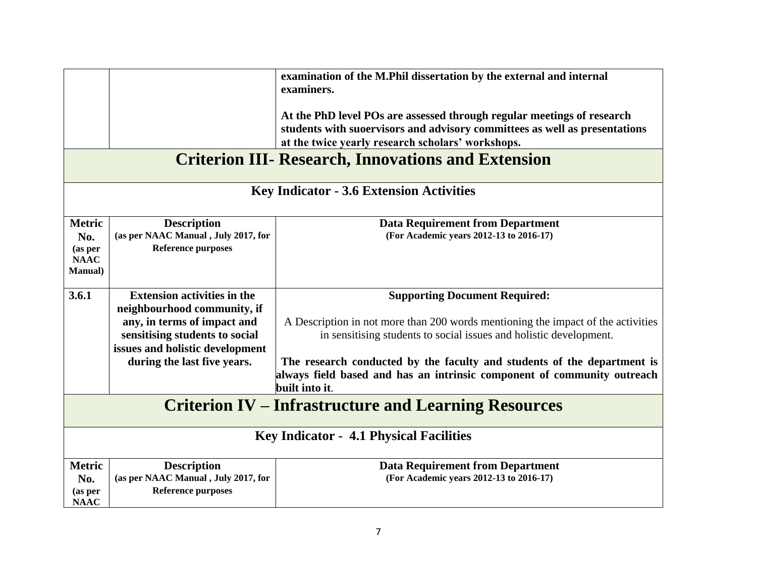| | | examination of the M.Phil dissertation by the external and internal examiners.<br><br>At the PhD level POs are assessed through regular meetings of research students with suoervisors and advisory committees as well as presentations at the twice yearly research scholars' workshops. |
|---|---|---|

## Criterion III- Research, Innovations and Extension

### Key Indicator - 3.6 Extension Activities

| Metric No. (as per NAAC Manual) | Description (as per NAAC Manual , July 2017, for Reference purposes | Data Requirement from Department (For Academic years 2012-13 to 2016-17) |
|---|---|---|
| 3.6.1 | **Extension activities in the neighbourhood community, if any, in terms of impact and sensitising students to social issues and holistic development during the last five years.** | **Supporting Document Required:**<br><br>A Description in not more than 200 words mentioning the impact of the activities in sensitising students to social issues and holistic development.<br><br>**The research conducted by the faculty and students of the department is always field based and has an intrinsic component of community outreach built into it**. |

## Criterion IV – Infrastructure and Learning Resources

### Key Indicator - 4.1 Physical Facilities

| Metric No. (as per NAAC | Description (as per NAAC Manual , July 2017, for Reference purposes | Data Requirement from Department (For Academic years 2012-13 to 2016-17) |
|---|---|---|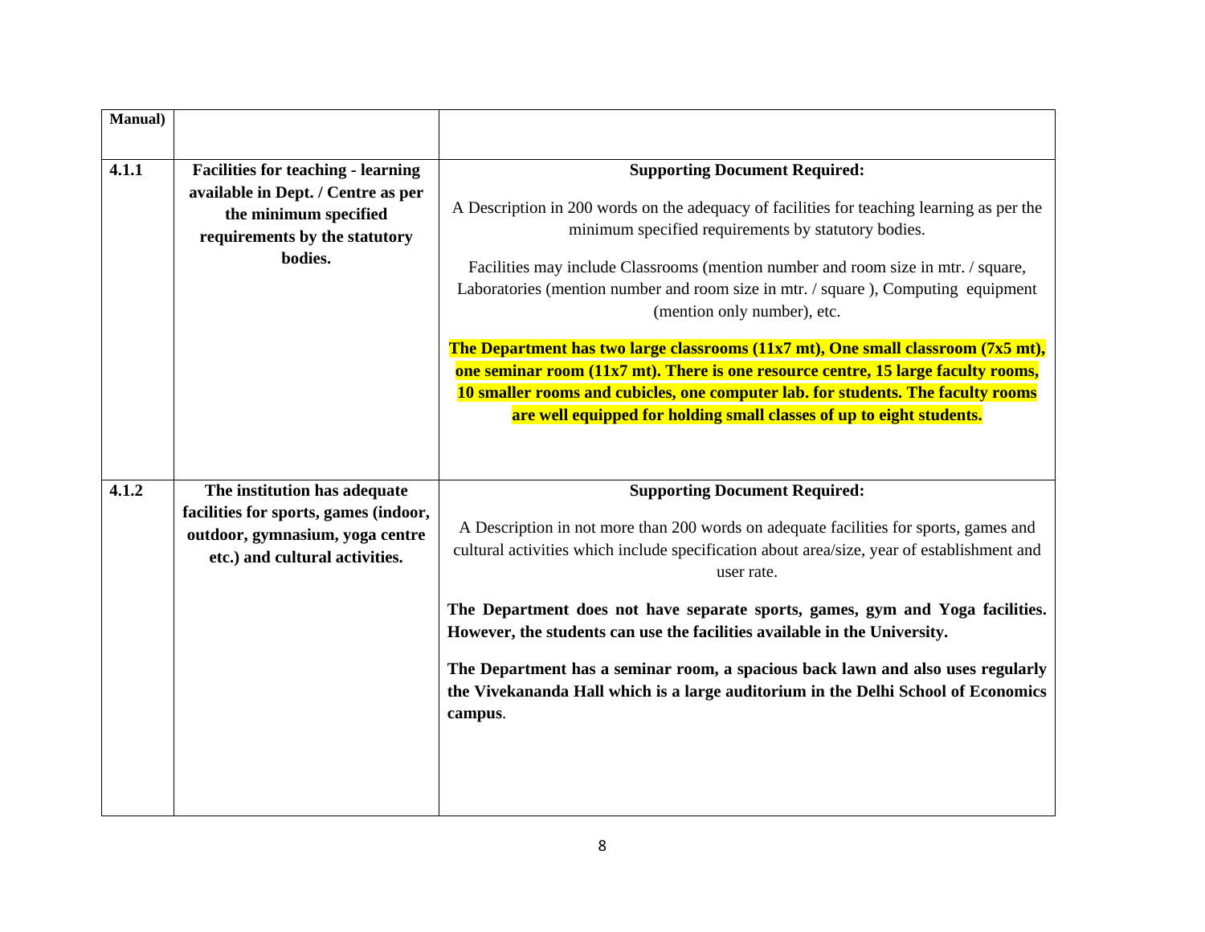| Manual) | | |
|---|---|---|
| **4.1.1** | **Facilities for teaching - learning available in Dept. / Centre as per the minimum specified requirements by the statutory bodies.** | **Supporting Document Required:**<br><br>A Description in 200 words on the adequacy of facilities for teaching learning as per the minimum specified requirements by statutory bodies.<br><br>Facilities may include Classrooms (mention number and room size in mtr. / square, Laboratories (mention number and room size in mtr. / square ), Computing equipment (mention only number), etc.<br><br>**The Department has two large classrooms (11x7 mt), One small classroom (7x5 mt), one seminar room (11x7 mt). There is one resource centre, 15 large faculty rooms, 10 smaller rooms and cubicles, one computer lab. for students. The faculty rooms are well equipped for holding small classes of up to eight students.** |
| **4.1.2** | **The institution has adequate facilities for sports, games (indoor, outdoor, gymnasium, yoga centre etc.) and cultural activities.** | **Supporting Document Required:**<br><br>A Description in not more than 200 words on adequate facilities for sports, games and cultural activities which include specification about area/size, year of establishment and user rate.<br><br>**The Department does not have separate sports, games, gym and Yoga facilities. However, the students can use the facilities available in the University.**<br><br>**The Department has a seminar room, a spacious back lawn and also uses regularly the Vivekananda Hall which is a large auditorium in the Delhi School of Economics campus**. |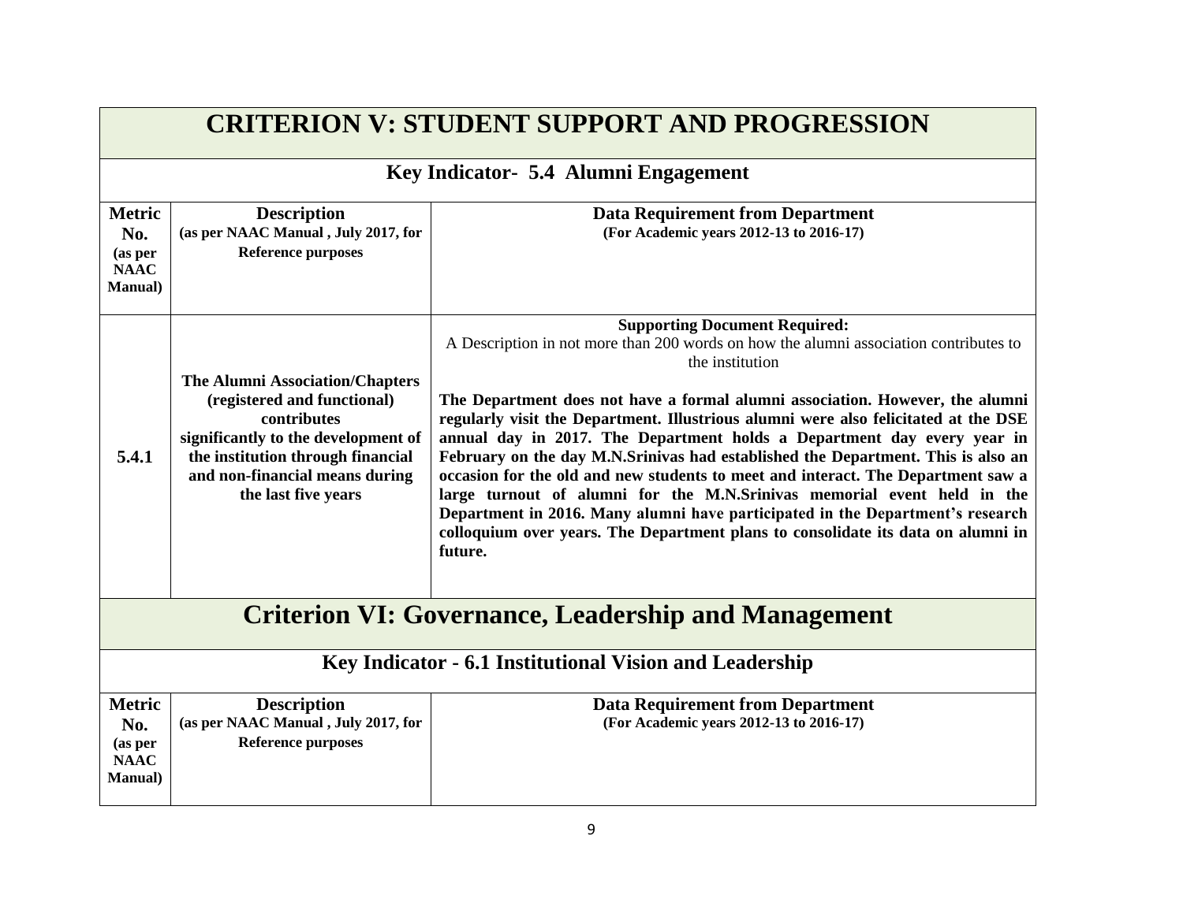## CRITERION V: STUDENT SUPPORT AND PROGRESSION

### Key Indicator- 5.4 Alumni Engagement

| Metric No. (as per NAAC Manual) | Description (as per NAAC Manual , July 2017, for Reference purposes | Data Requirement from Department (For Academic years 2012-13 to 2016-17) |
|---|---|---|
| 5.4.1 | **The Alumni Association/Chapters (registered and functional) contributes significantly to the development of the institution through financial and non-financial means during the last five years** | **Supporting Document Required:** A Description in not more than 200 words on how the alumni association contributes to the institution<br><br>**The Department does not have a formal alumni association. However, the alumni regularly visit the Department. Illustrious alumni were also felicitated at the DSE annual day in 2017. The Department holds a Department day every year in February on the day M.N.Srinivas had established the Department. This is also an occasion for the old and new students to meet and interact. The Department saw a large turnout of alumni for the M.N.Srinivas memorial event held in the Department in 2016. Many alumni have participated in the Department's research colloquium over years. The Department plans to consolidate its data on alumni in future.** |

## Criterion VI: Governance, Leadership and Management

### Key Indicator - 6.1 Institutional Vision and Leadership

| Metric No. (as per NAAC Manual) | Description (as per NAAC Manual , July 2017, for Reference purposes | Data Requirement from Department (For Academic years 2012-13 to 2016-17) |
|---|---|---|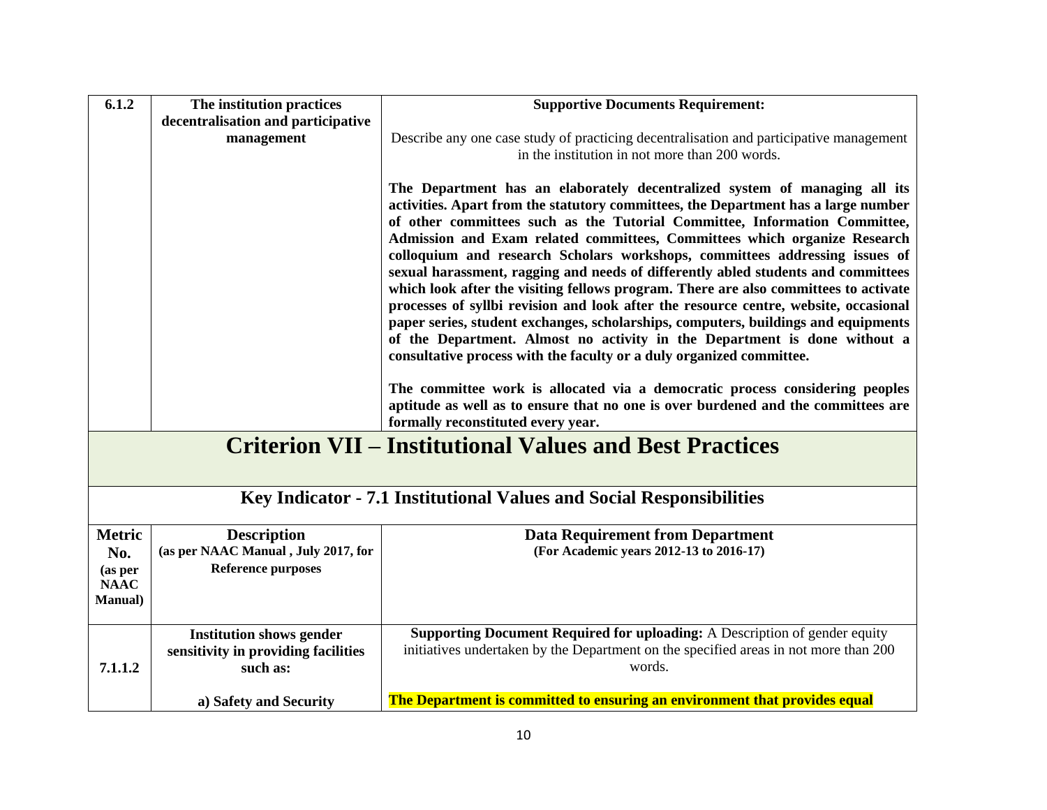| 6.1.2 | The institution practices decentralisation and participative management | **Supportive Documents Requirement:**<br><br>Describe any one case study of practicing decentralisation and participative management in the institution in not more than 200 words.<br><br>**The Department has an elaborately decentralized system of managing all its activities. Apart from the statutory committees, the Department has a large number of other committees such as the Tutorial Committee, Information Committee, Admission and Exam related committees, Committees which organize Research colloquium and research Scholars workshops, committees addressing issues of sexual harassment, ragging and needs of differently abled students and committees which look after the visiting fellows program. There are also committees to activate processes of syllbi revision and look after the resource centre, website, occasional paper series, student exchanges, scholarships, computers, buildings and equipments of the Department. Almost no activity in the Department is done without a consultative process with the faculty or a duly organized committee.**<br><br>**The committee work is allocated via a democratic process considering peoples aptitude as well as to ensure that no one is over burdened and the committees are formally reconstituted every year.** |
|---|---|---|

# Criterion VII – Institutional Values and Best Practices

## Key Indicator - 7.1 Institutional Values and Social Responsibilities

| Metric No. (as per NAAC Manual) | Description (as per NAAC Manual , July 2017, for Reference purposes | Data Requirement from Department (For Academic years 2012-13 to 2016-17) |
|---|---|---|
| 7.1.1.2 | **Institution shows gender sensitivity in providing facilities such as:**<br><br>**a) Safety and Security** | **Supporting Document Required for uploading:** A Description of gender equity initiatives undertaken by the Department on the specified areas in not more than 200 words.<br><br>**The Department is committed to ensuring an environment that provides equal** |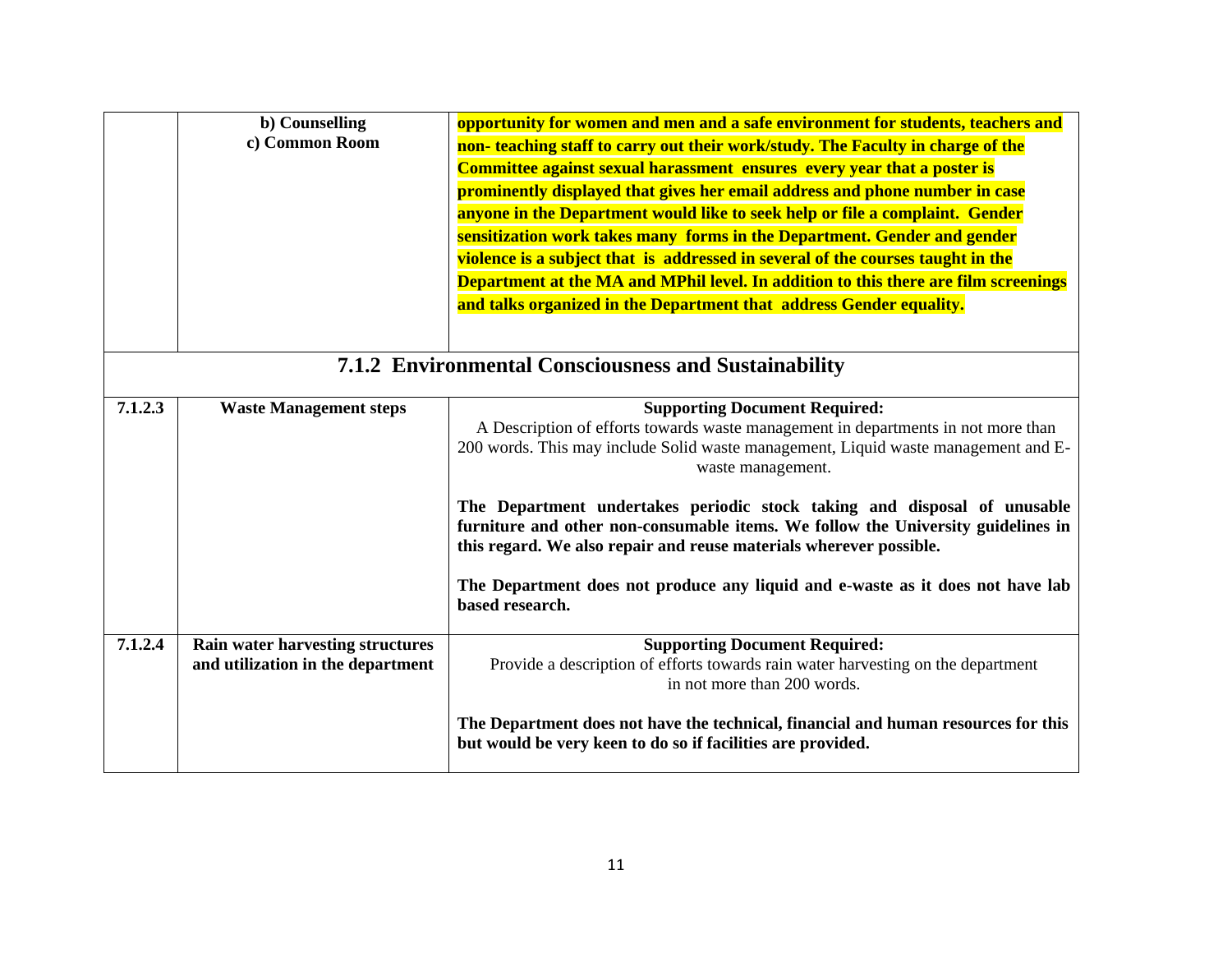| | | |
|---|---|---|
| | **b) Counselling**<br>**c) Common Room** | **opportunity for women and men and a safe environment for students, teachers and non- teaching staff to carry out their work/study. The Faculty in charge of the Committee against sexual harassment ensures every year that a poster is prominently displayed that gives her email address and phone number in case anyone in the Department would like to seek help or file a complaint. Gender sensitization work takes many forms in the Department. Gender and gender violence is a subject that is addressed in several of the courses taught in the Department at the MA and MPhil level. In addition to this there are film screenings and talks organized in the Department that address Gender equality.** |
| **7.1.2 Environmental Consciousness and Sustainability** | | |
| **7.1.2.3** | **Waste Management steps** | **Supporting Document Required:**<br>A Description of efforts towards waste management in departments in not more than 200 words. This may include Solid waste management, Liquid waste management and E-waste management.<br><br>**The Department undertakes periodic stock taking and disposal of unusable furniture and other non-consumable items. We follow the University guidelines in this regard. We also repair and reuse materials wherever possible.**<br><br>**The Department does not produce any liquid and e-waste as it does not have lab based research.** |
| **7.1.2.4** | **Rain water harvesting structures and utilization in the department** | **Supporting Document Required:**<br>Provide a description of efforts towards rain water harvesting on the department in not more than 200 words.<br><br>**The Department does not have the technical, financial and human resources for this but would be very keen to do so if facilities are provided.** |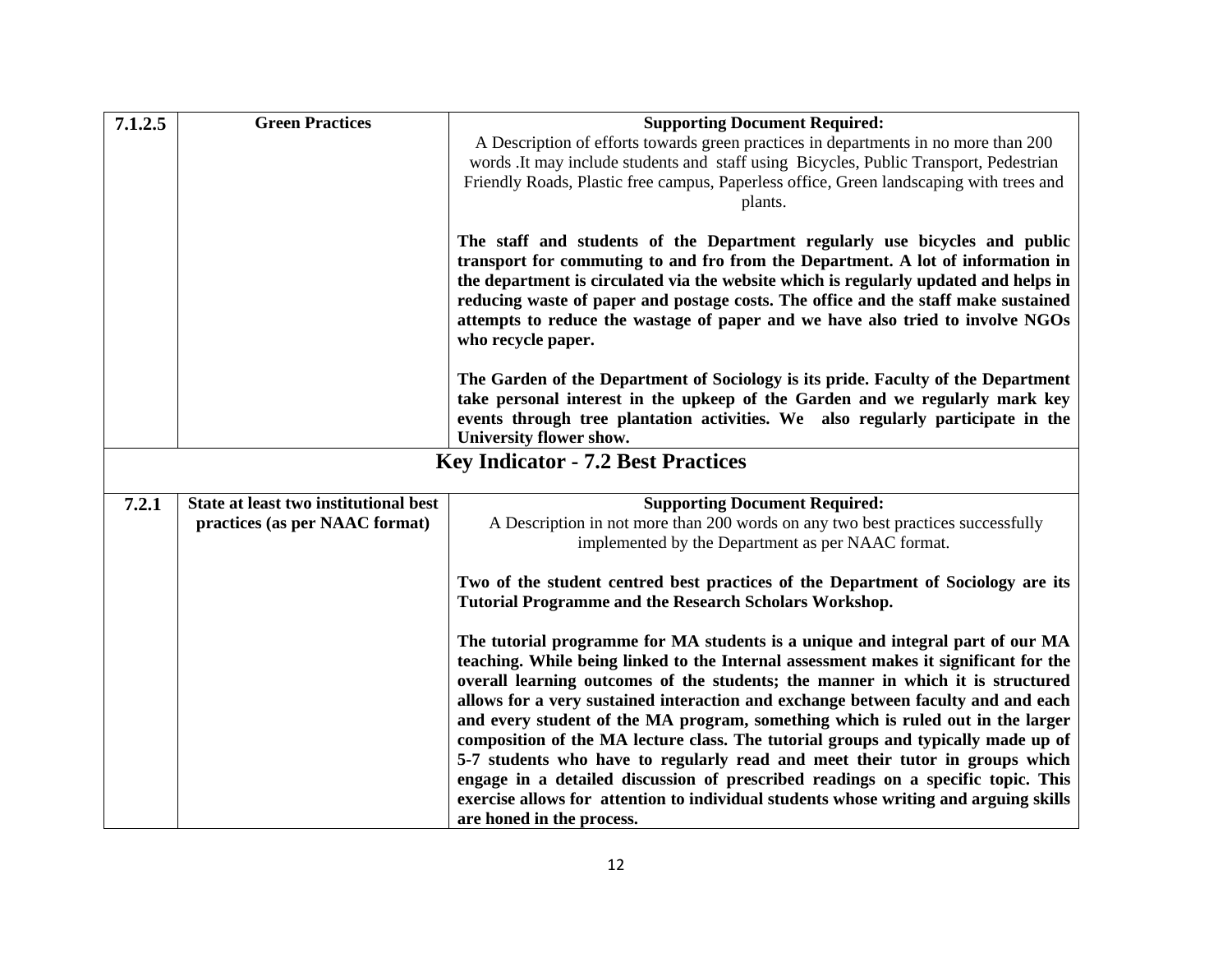| 7.1.2.5 | **Green Practices** | **Supporting Document Required:**<br>A Description of efforts towards green practices in departments in no more than 200 words .It may include students and staff using Bicycles, Public Transport, Pedestrian Friendly Roads, Plastic free campus, Paperless office, Green landscaping with trees and plants.<br><br>**The staff and students of the Department regularly use bicycles and public transport for commuting to and fro from the Department. A lot of information in the department is circulated via the website which is regularly updated and helps in reducing waste of paper and postage costs. The office and the staff make sustained attempts to reduce the wastage of paper and we have also tried to involve NGOs who recycle paper.**<br><br>**The Garden of the Department of Sociology is its pride. Faculty of the Department take personal interest in the upkeep of the Garden and we regularly mark key events through tree plantation activities. We also regularly participate in the University flower show.** |
|---|---|---|
| | **Key Indicator - 7.2 Best Practices** | |
| **7.2.1** | **State at least two institutional best practices (as per NAAC format)** | **Supporting Document Required:**<br>A Description in not more than 200 words on any two best practices successfully implemented by the Department as per NAAC format.<br><br>**Two of the student centred best practices of the Department of Sociology are its Tutorial Programme and the Research Scholars Workshop.**<br><br>**The tutorial programme for MA students is a unique and integral part of our MA teaching. While being linked to the Internal assessment makes it significant for the overall learning outcomes of the students; the manner in which it is structured allows for a very sustained interaction and exchange between faculty and and each and every student of the MA program, something which is ruled out in the larger composition of the MA lecture class. The tutorial groups and typically made up of 5-7 students who have to regularly read and meet their tutor in groups which engage in a detailed discussion of prescribed readings on a specific topic. This exercise allows for attention to individual students whose writing and arguing skills are honed in the process.** |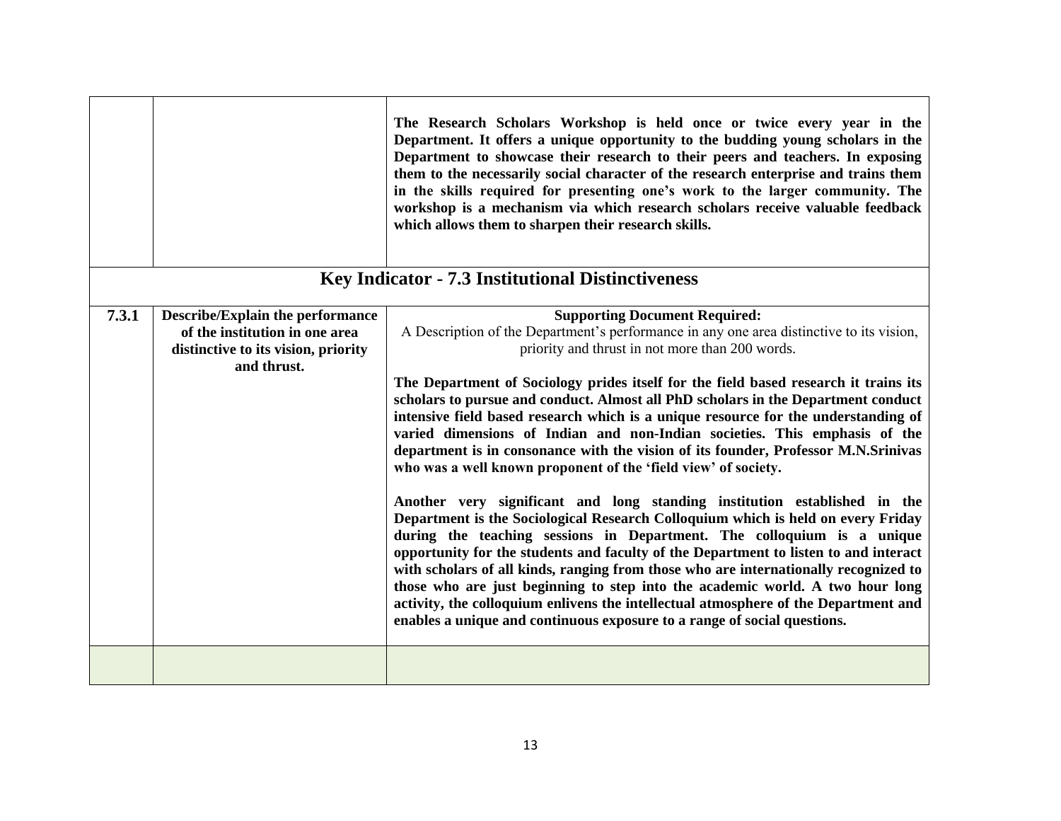| | | |
|---|---|---|
| | | **The Research Scholars Workshop is held once or twice every year in the Department. It offers a unique opportunity to the budding young scholars in the Department to showcase their research to their peers and teachers. In exposing them to the necessarily social character of the research enterprise and trains them in the skills required for presenting one's work to the larger community. The workshop is a mechanism via which research scholars receive valuable feedback which allows them to sharpen their research skills.** |
| **Key Indicator - 7.3 Institutional Distinctiveness** | | |
| **7.3.1** | **Describe/Explain the performance of the institution in one area distinctive to its vision, priority and thrust.** | **Supporting Document Required:**<br>A Description of the Department's performance in any one area distinctive to its vision, priority and thrust in not more than 200 words.<br><br>**The Department of Sociology prides itself for the field based research it trains its scholars to pursue and conduct. Almost all PhD scholars in the Department conduct intensive field based research which is a unique resource for the understanding of varied dimensions of Indian and non-Indian societies. This emphasis of the department is in consonance with the vision of its founder, Professor M.N.Srinivas who was a well known proponent of the 'field view' of society.**<br><br>**Another very significant and long standing institution established in the Department is the Sociological Research Colloquium which is held on every Friday during the teaching sessions in Department. The colloquium is a unique opportunity for the students and faculty of the Department to listen to and interact with scholars of all kinds, ranging from those who are internationally recognized to those who are just beginning to step into the academic world. A two hour long activity, the colloquium enlivens the intellectual atmosphere of the Department and enables a unique and continuous exposure to a range of social questions.** |
| | | |